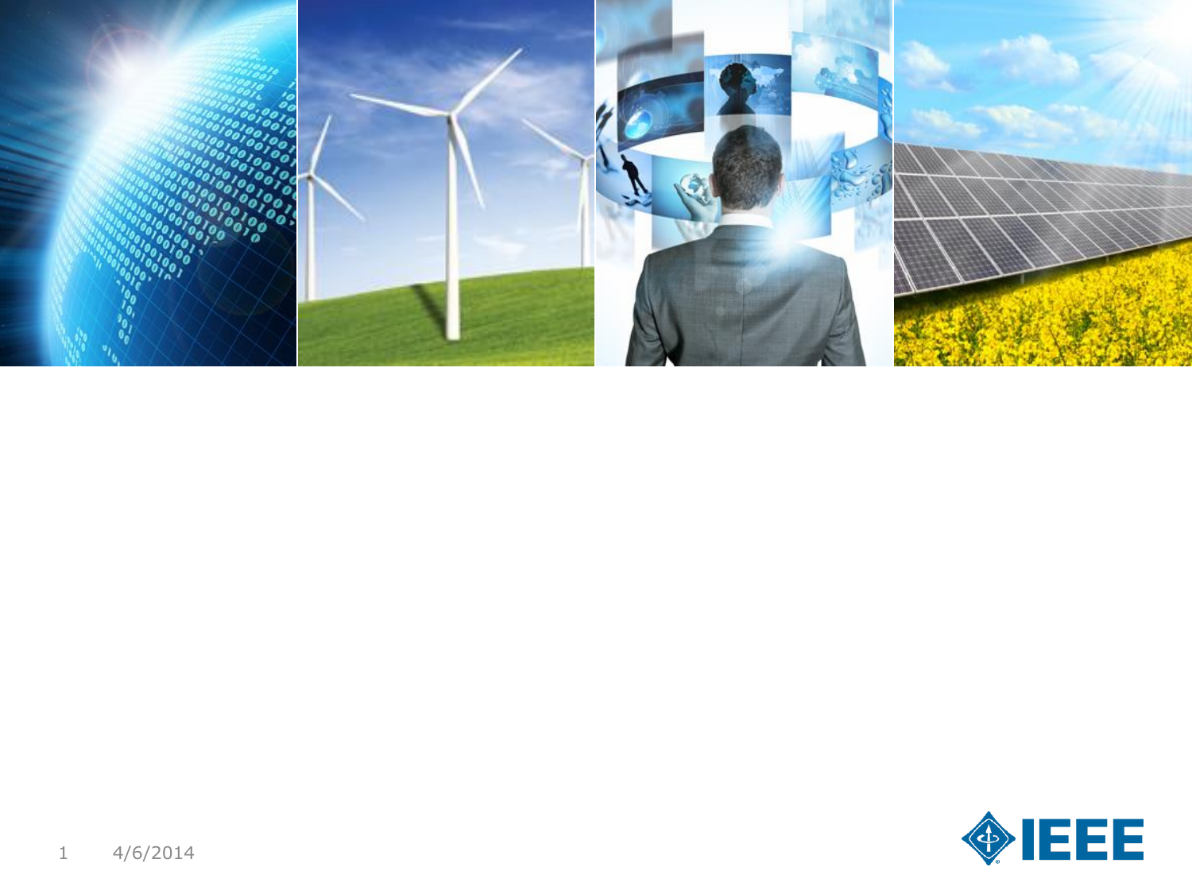4/6/2014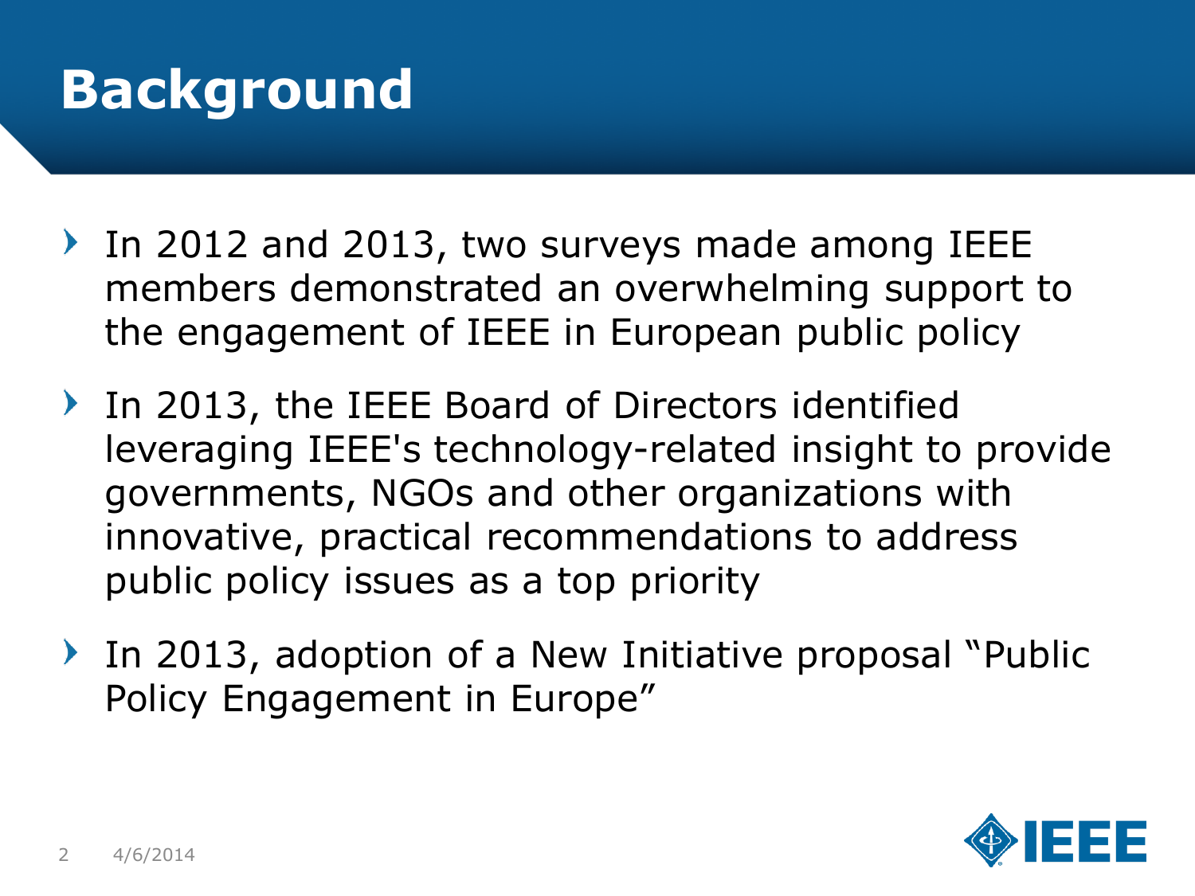# Background

- In 2012 and 2013, two surveys made among IEEE members demonstrated an overwhelming support to the engagement of IEEE in European public policy
- In 2013, the IEEE Board of Directors identified leveraging IEEE's technology-related insight to provide governments, NGOs and other organizations with innovative, practical recommendations to address public policy issues as a top priority
- In 2013, adoption of a New Initiative proposal "Public Policy Engagement in Europe"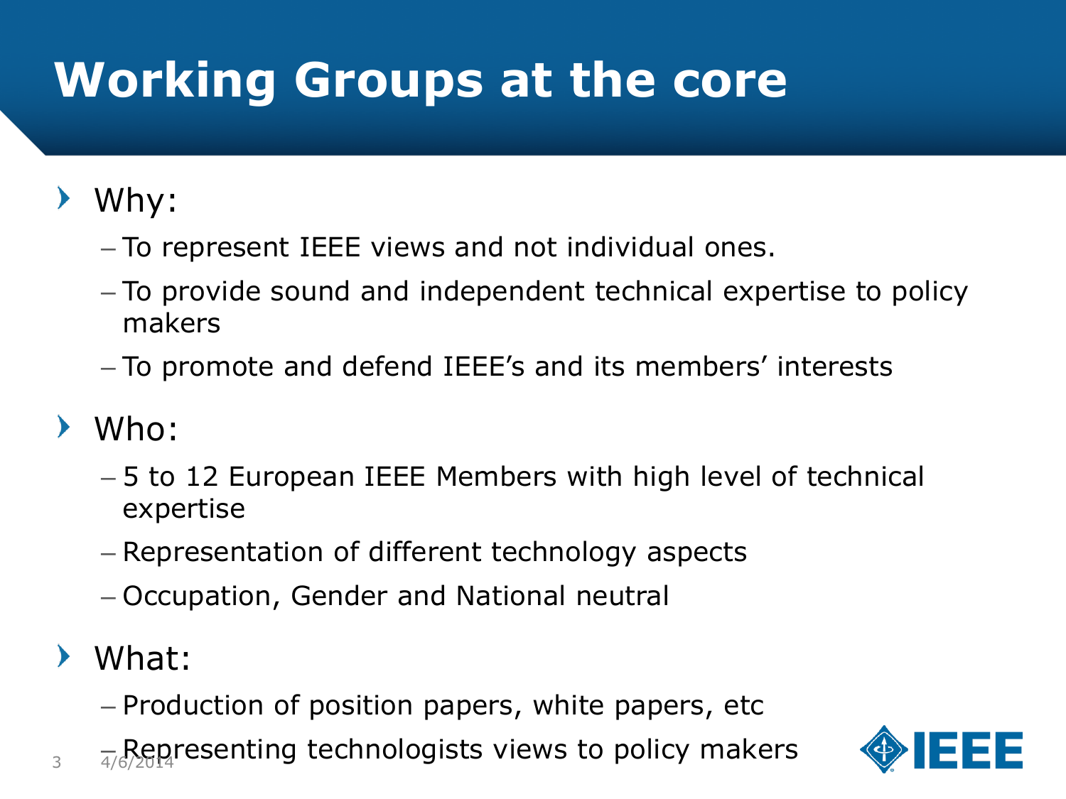# Working Groups at the core

- Why:
  - To represent IEEE views and not individual ones.
  - To provide sound and independent technical expertise to policy makers
  - To promote and defend IEEE's and its members' interests
- Who:
  - 5 to 12 European IEEE Members with high level of technical expertise
  - Representation of different technology aspects
  - Occupation, Gender and National neutral
- What:
  - Production of position papers, white papers, etc
  - Representing technologists views to policy makers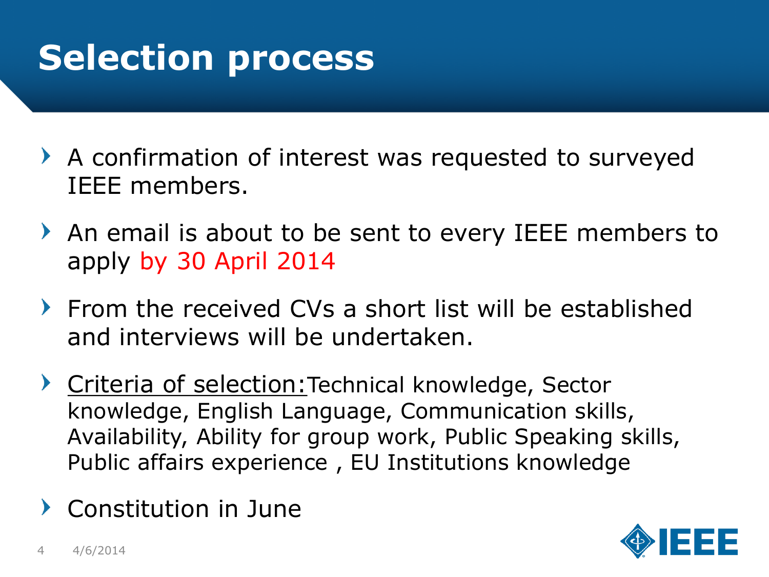# Selection process

- A confirmation of interest was requested to surveyed IEEE members.
- An email is about to be sent to every IEEE members to apply by 30 April 2014
- From the received CVs a short list will be established and interviews will be undertaken.
- Criteria of selection: Technical knowledge, Sector knowledge, English Language, Communication skills, Availability, Ability for group work, Public Speaking skills, Public affairs experience , EU Institutions knowledge
- Constitution in June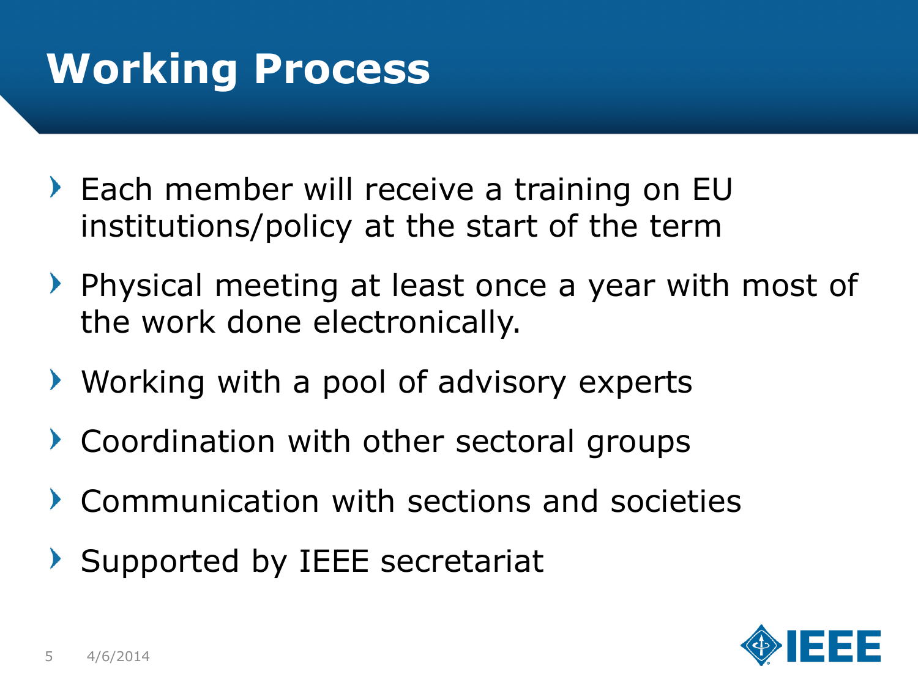# Working Process

- Each member will receive a training on EU institutions/policy at the start of the term
- Physical meeting at least once a year with most of the work done electronically.
- Working with a pool of advisory experts
- Coordination with other sectoral groups
- Communication with sections and societies
- Supported by IEEE secretariat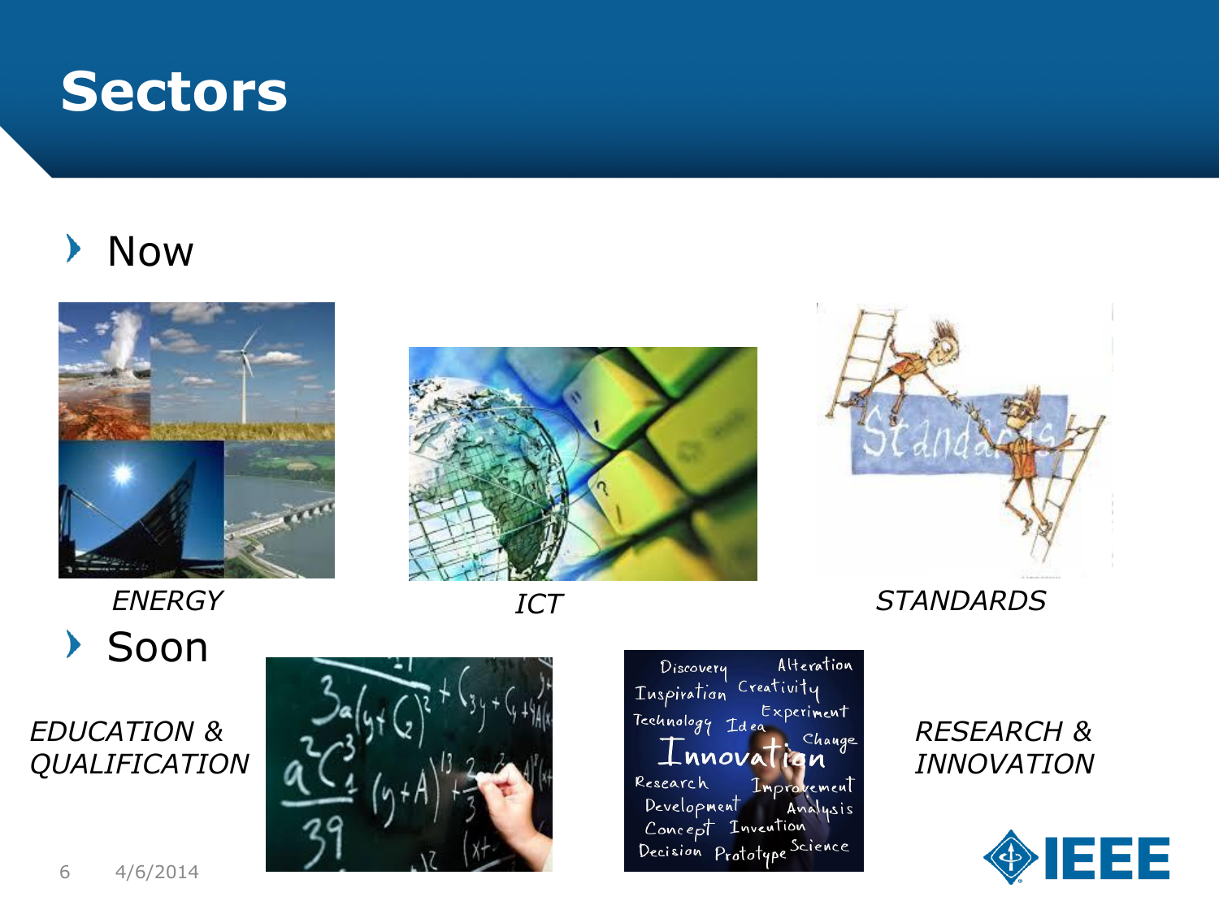# Sectors

- Now

*ENERGY*

*ICT*

*STANDARDS*

- Soon

*EDUCATION & QUALIFICATION*

*RESEARCH & INNOVATION*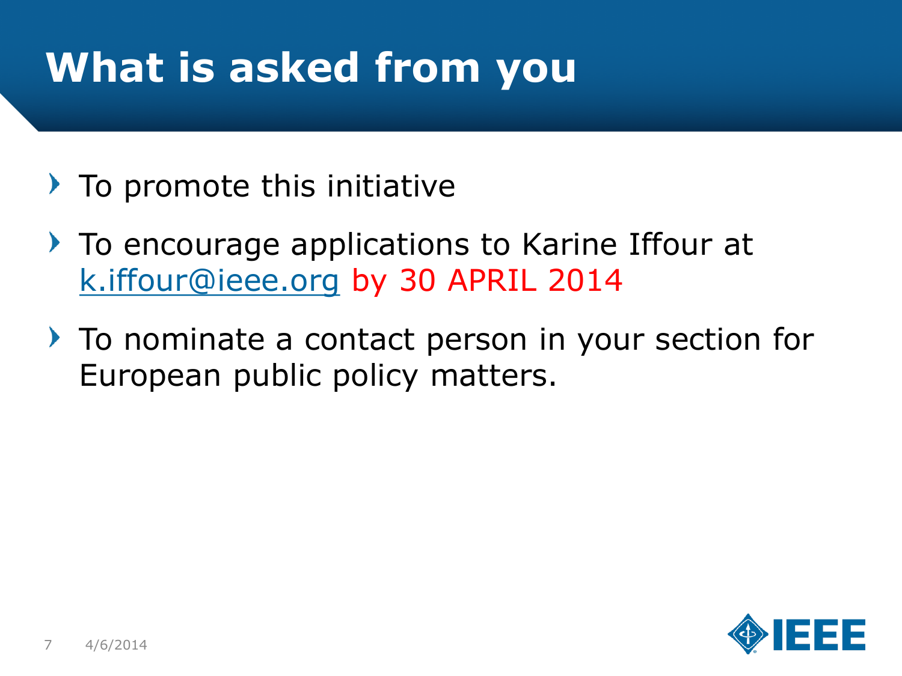# What is asked from you

- To promote this initiative
- To encourage applications to Karine Iffour at k.iffour@ieee.org by 30 APRIL 2014
- To nominate a contact person in your section for European public policy matters.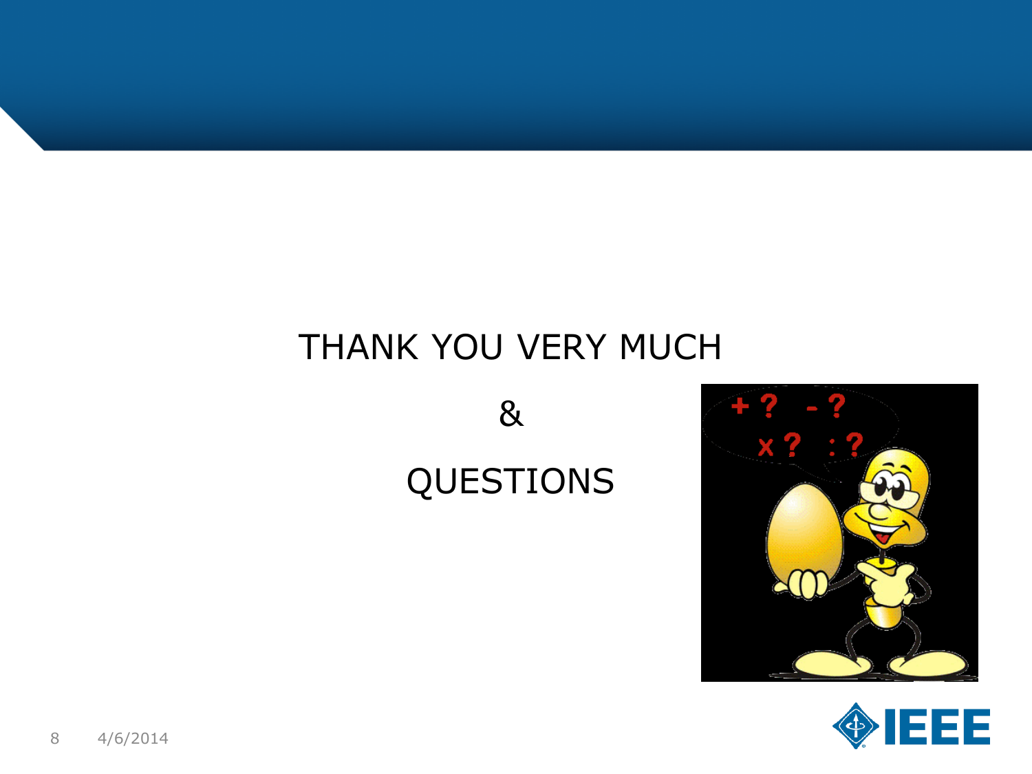THANK YOU VERY MUCH

&

QUESTIONS